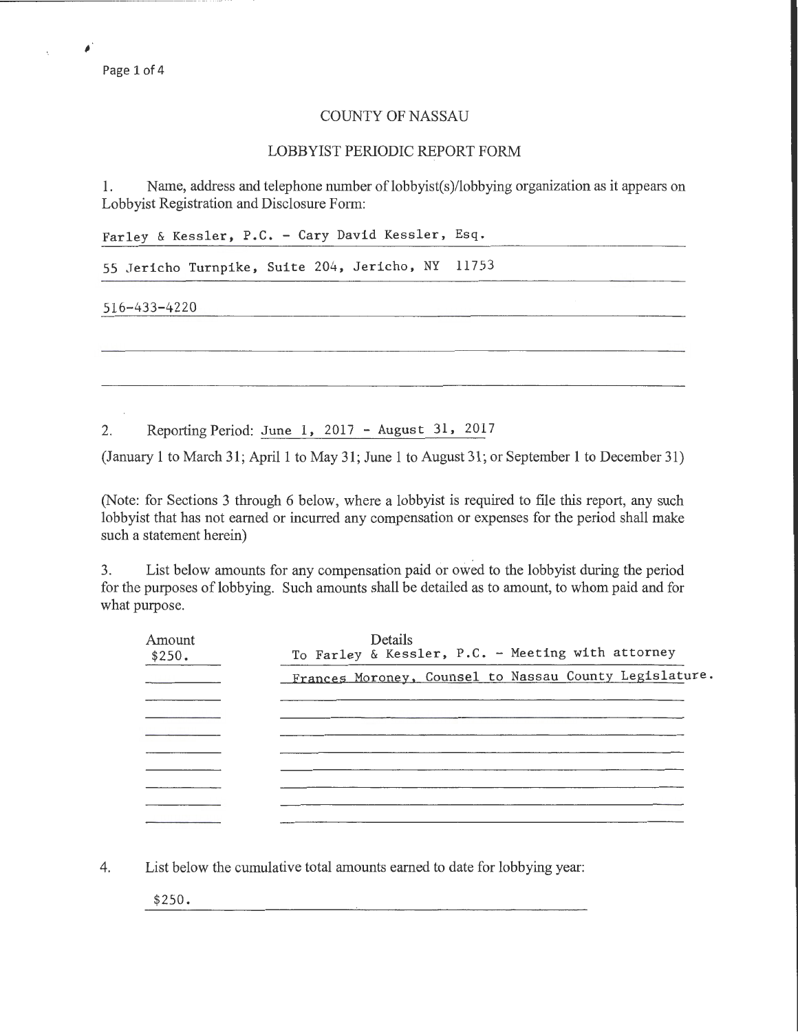# COUNTY OF NASSAU

## LOBBYIST PERIODIC REPORT FORM

1. Name, address and telephone number of lobbyist(s)/lobbying organization as it appears on Lobbyist Registration and Disclosure Form:

Farley & Kessler, P.C. - Cary David Kessler, Esq.

55 Jericho Turnpike, Suite 204, Jericho, NY 11753

516-433-4220

2. Reporting Period: June 1, 2017 - August 31, 2017

(January 1 to March 31; April 1 to May 31; June 1 to August 31; or September 1 to December 31)

(Note: for Sections 3 through 6 below, where a lobbyist is required to file this report, any such lobbyist that has not earned or incurred any compensation or expenses for the period shall make such a statement herein)

3. List below amounts for any compensation paid or owed to the lobbyist during the period for the purposes of lobbying. Such amounts shall be detailed as to amount, to whom paid and for what purpose.

| Amount | Details |
| --- | --- |
| $250. | To Farley & Kessler, P.C. - Meeting with attorney Frances Moroney, Counsel to Nassau County Legislature. |

4. List below the cumulative total amounts earned to date for lobbying year:

$250.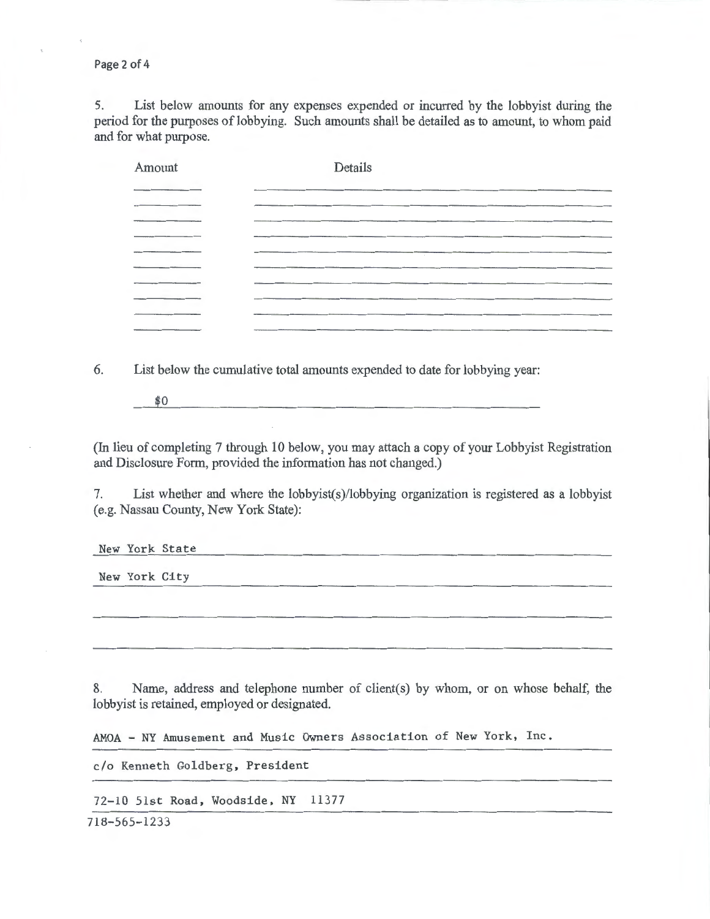5. List below amounts for any expenses expended or incurred by the lobbyist during the period for the purposes of lobbying. Such amounts shall be detailed as to amount, to whom paid and for what purpose.

| Amount | Details |
|---|---|
| | |
| | |
| | |
| | |
| | |
| | |
| | |
| | |
| | |
| | |

6. List below the cumulative total amounts expended to date for lobbying year:

$0

(In lieu of completing 7 through 10 below, you may attach a copy of your Lobbyist Registration and Disclosure Form, provided the information has not changed.)

7. List whether and where the lobbyist(s)/lobbying organization is registered as a lobbyist (e.g. Nassau County, New York State):

New York State

New York City

8. Name, address and telephone number of client(s) by whom, or on whose behalf, the lobbyist is retained, employed or designated.

AMOA - NY Amusement and Music Owners Association of New York, Inc.

c/o Kenneth Goldberg, President

72-10 51st Road, Woodside, NY 11377

718-565-1233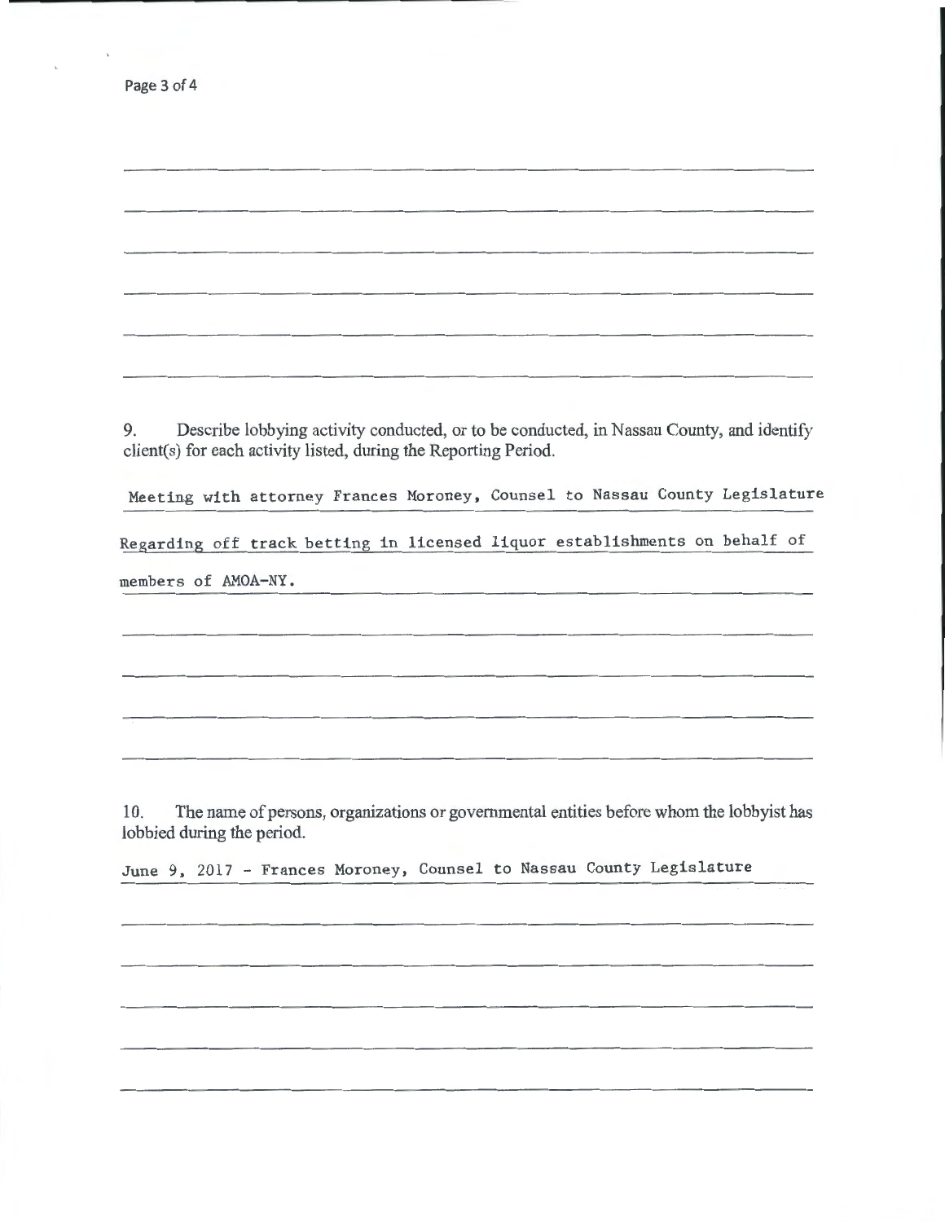9. Describe lobbying activity conducted, or to be conducted, in Nassau County, and identify client(s) for each activity listed, during the Reporting Period.

Meeting with attorney Frances Moroney, Counsel to Nassau County Legislature Regarding off track betting in licensed liquor establishments on behalf of members of AMOA-NY.

10. The name of persons, organizations or governmental entities before whom the lobbyist has lobbied during the period.

June 9, 2017 - Frances Moroney, Counsel to Nassau County Legislature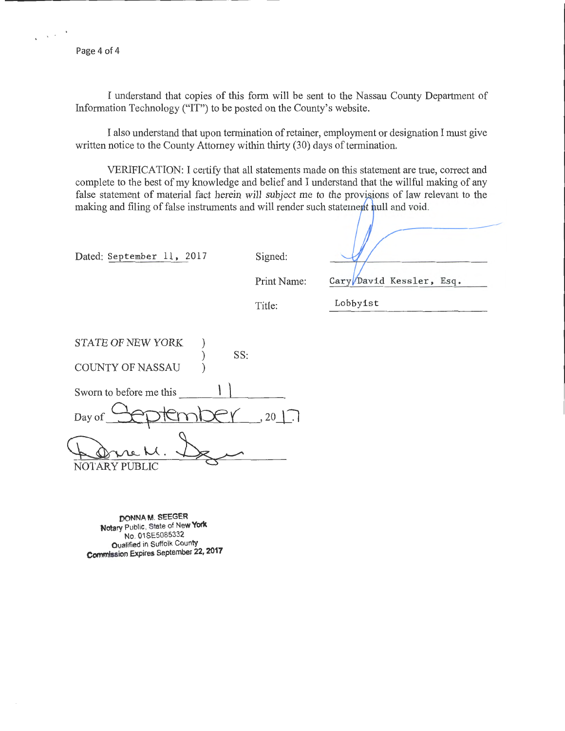I understand that copies of this form will be sent to the Nassau County Department of Information Technology ("IT") to be posted on the County's website.

I also understand that upon termination of retainer, employment or designation I must give written notice to the County Attorney within thirty (30) days of termination.

VERIFICATION: I certify that all statements made on this statement are true, correct and complete to the best of my knowledge and belief and I understand that the willful making of any false statement of material fact herein will subject me to the provisions of law relevant to the making and filing of false instruments and will render such statement null and void.

Dated: September 11, 2017

Signed: ______________________

Print Name: Cary David Kessler, Esq.

Title: Lobbyist

STATE OF NEW YORK )
) SS:
COUNTY OF NASSAU )

Sworn to before me this 11
Day of September, 2017

______________________
NOTARY PUBLIC

DONNA M. SEEGER
Notary Public, State of New York
No. 01SE5085332
Qualified in Suffolk County
Commission Expires September 22, 2017